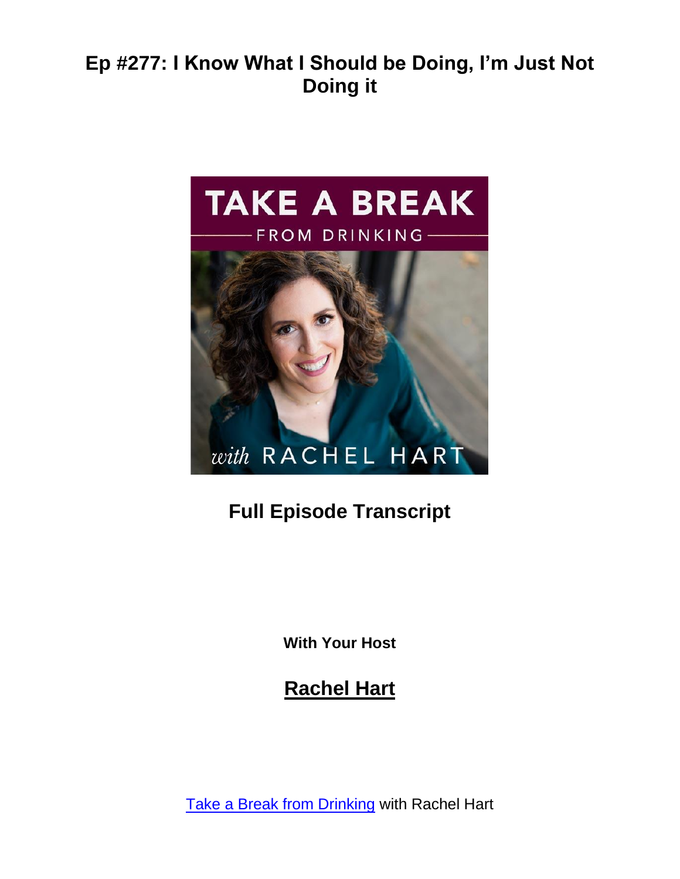# Ep #277: I Know What I Should be Doing, I'm Just Not Doing it

## Full Episode Transcript

**With Your Host**

## Rachel Hart

Take a Break from Drinking with Rachel Hart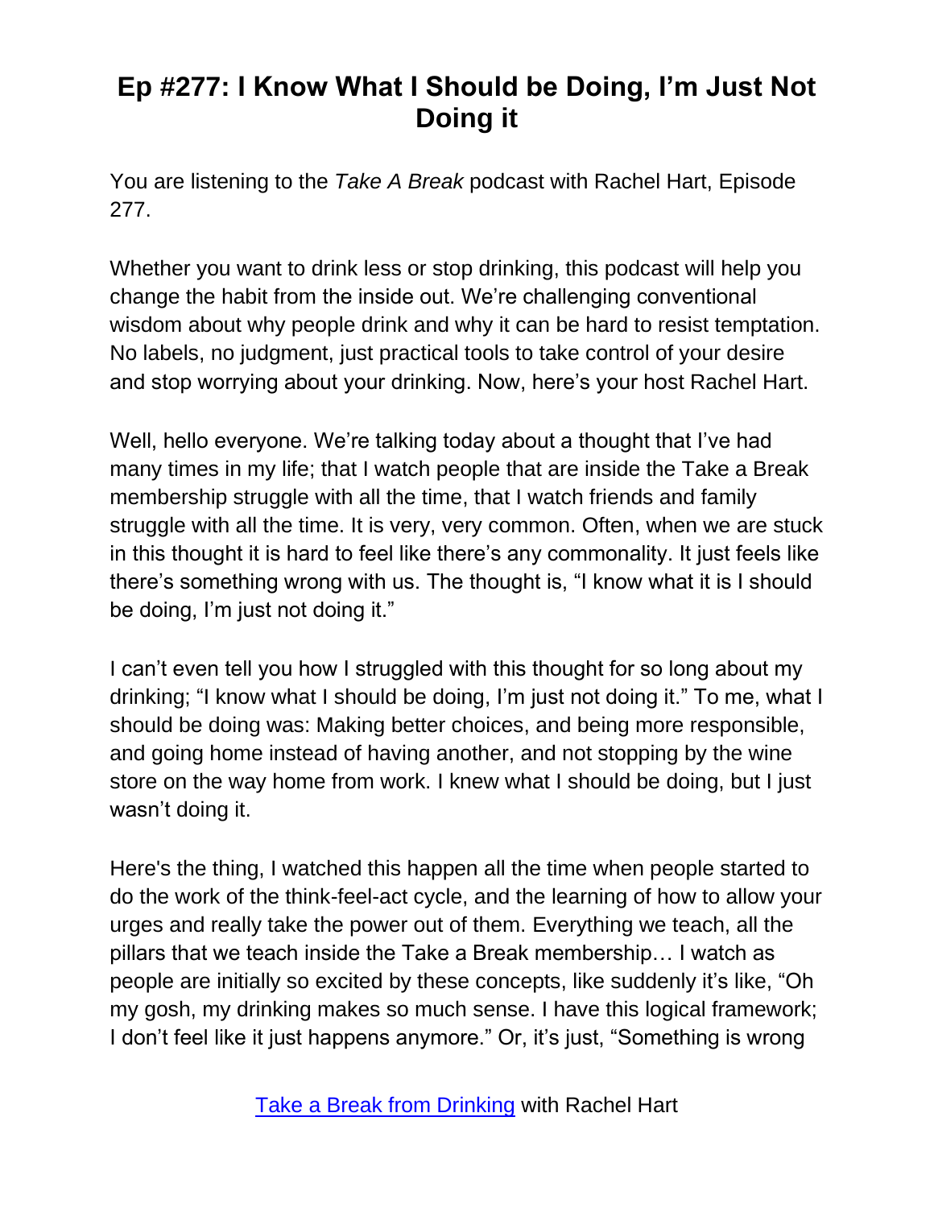# Ep #277: I Know What I Should be Doing, I'm Just Not Doing it

You are listening to the *Take A Break* podcast with Rachel Hart, Episode 277.

Whether you want to drink less or stop drinking, this podcast will help you change the habit from the inside out. We're challenging conventional wisdom about why people drink and why it can be hard to resist temptation. No labels, no judgment, just practical tools to take control of your desire and stop worrying about your drinking. Now, here's your host Rachel Hart.

Well, hello everyone. We're talking today about a thought that I've had many times in my life; that I watch people that are inside the Take a Break membership struggle with all the time, that I watch friends and family struggle with all the time. It is very, very common. Often, when we are stuck in this thought it is hard to feel like there's any commonality. It just feels like there's something wrong with us. The thought is, "I know what it is I should be doing, I'm just not doing it."

I can't even tell you how I struggled with this thought for so long about my drinking; "I know what I should be doing, I'm just not doing it." To me, what I should be doing was: Making better choices, and being more responsible, and going home instead of having another, and not stopping by the wine store on the way home from work. I knew what I should be doing, but I just wasn't doing it.

Here's the thing, I watched this happen all the time when people started to do the work of the think-feel-act cycle, and the learning of how to allow your urges and really take the power out of them. Everything we teach, all the pillars that we teach inside the Take a Break membership… I watch as people are initially so excited by these concepts, like suddenly it's like, "Oh my gosh, my drinking makes so much sense. I have this logical framework; I don't feel like it just happens anymore." Or, it's just, "Something is wrong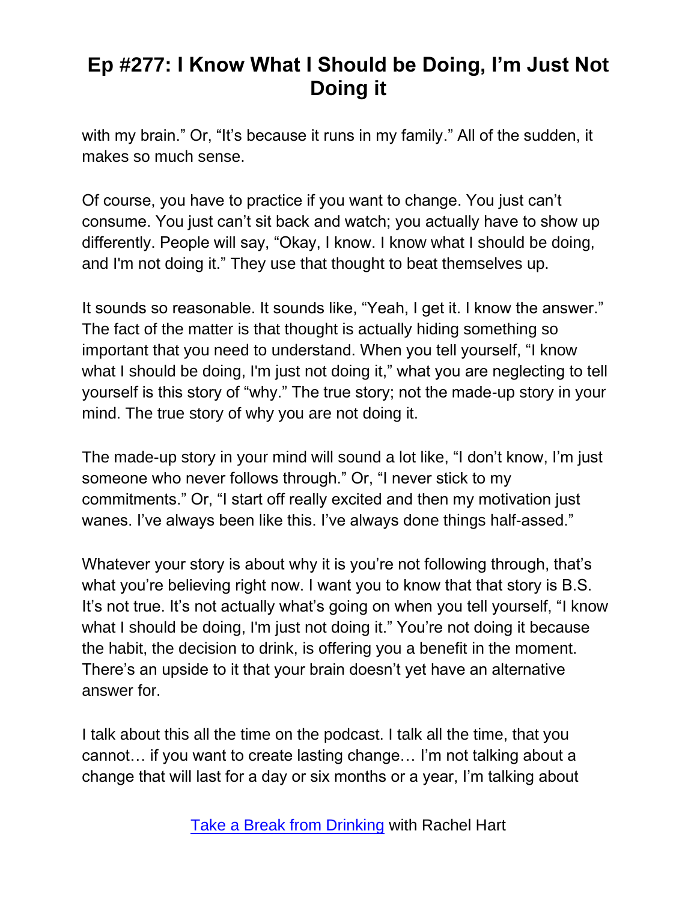with my brain." Or, "It's because it runs in my family." All of the sudden, it makes so much sense.

Of course, you have to practice if you want to change. You just can't consume. You just can't sit back and watch; you actually have to show up differently. People will say, "Okay, I know. I know what I should be doing, and I'm not doing it." They use that thought to beat themselves up.

It sounds so reasonable. It sounds like, "Yeah, I get it. I know the answer." The fact of the matter is that thought is actually hiding something so important that you need to understand. When you tell yourself, "I know what I should be doing, I'm just not doing it," what you are neglecting to tell yourself is this story of "why." The true story; not the made-up story in your mind. The true story of why you are not doing it.

The made-up story in your mind will sound a lot like, "I don't know, I'm just someone who never follows through." Or, "I never stick to my commitments." Or, "I start off really excited and then my motivation just wanes. I've always been like this. I've always done things half-assed."

Whatever your story is about why it is you're not following through, that's what you're believing right now. I want you to know that that story is B.S. It's not true. It's not actually what's going on when you tell yourself, "I know what I should be doing, I'm just not doing it." You're not doing it because the habit, the decision to drink, is offering you a benefit in the moment. There's an upside to it that your brain doesn't yet have an alternative answer for.

I talk about this all the time on the podcast. I talk all the time, that you cannot… if you want to create lasting change… I'm not talking about a change that will last for a day or six months or a year, I'm talking about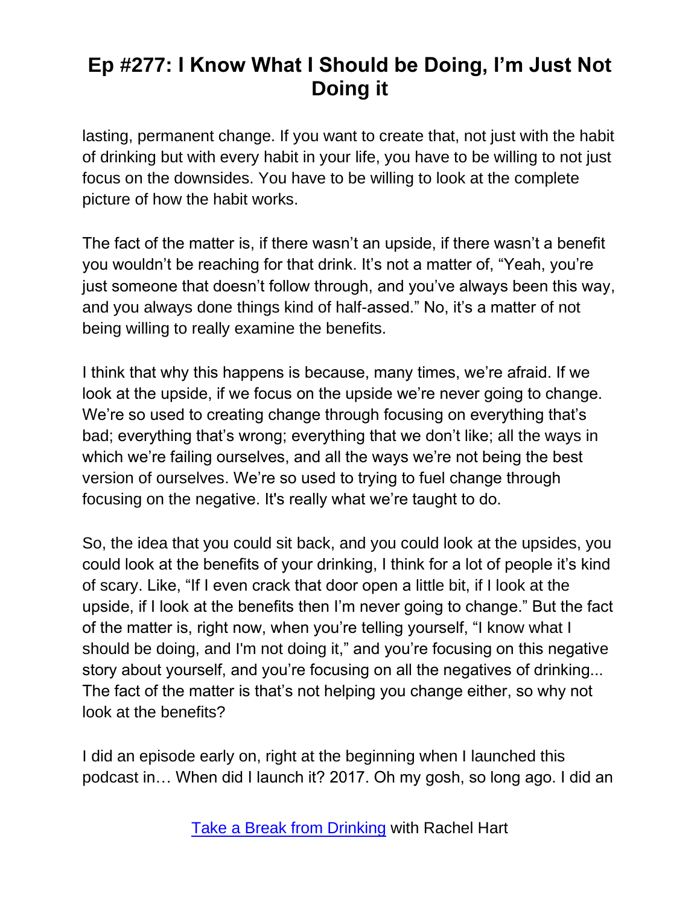lasting, permanent change. If you want to create that, not just with the habit of drinking but with every habit in your life, you have to be willing to not just focus on the downsides. You have to be willing to look at the complete picture of how the habit works.

The fact of the matter is, if there wasn't an upside, if there wasn't a benefit you wouldn't be reaching for that drink. It's not a matter of, "Yeah, you're just someone that doesn't follow through, and you've always been this way, and you always done things kind of half-assed." No, it's a matter of not being willing to really examine the benefits.

I think that why this happens is because, many times, we're afraid. If we look at the upside, if we focus on the upside we're never going to change. We're so used to creating change through focusing on everything that's bad; everything that's wrong; everything that we don't like; all the ways in which we're failing ourselves, and all the ways we're not being the best version of ourselves. We're so used to trying to fuel change through focusing on the negative. It's really what we're taught to do.

So, the idea that you could sit back, and you could look at the upsides, you could look at the benefits of your drinking, I think for a lot of people it's kind of scary. Like, "If I even crack that door open a little bit, if I look at the upside, if I look at the benefits then I'm never going to change." But the fact of the matter is, right now, when you're telling yourself, "I know what I should be doing, and I'm not doing it," and you're focusing on this negative story about yourself, and you're focusing on all the negatives of drinking... The fact of the matter is that's not helping you change either, so why not look at the benefits?

I did an episode early on, right at the beginning when I launched this podcast in… When did I launch it? 2017. Oh my gosh, so long ago. I did an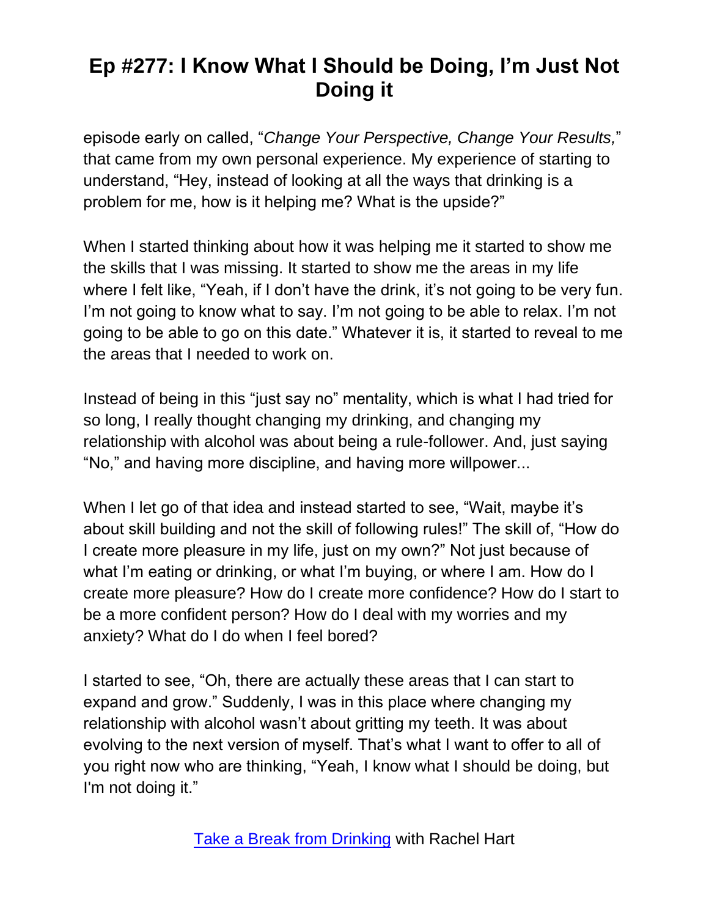episode early on called, "*Change Your Perspective, Change Your Results,*" that came from my own personal experience. My experience of starting to understand, "Hey, instead of looking at all the ways that drinking is a problem for me, how is it helping me? What is the upside?"

When I started thinking about how it was helping me it started to show me the skills that I was missing. It started to show me the areas in my life where I felt like, "Yeah, if I don't have the drink, it's not going to be very fun. I'm not going to know what to say. I'm not going to be able to relax. I'm not going to be able to go on this date." Whatever it is, it started to reveal to me the areas that I needed to work on.

Instead of being in this "just say no" mentality, which is what I had tried for so long, I really thought changing my drinking, and changing my relationship with alcohol was about being a rule-follower. And, just saying "No," and having more discipline, and having more willpower...

When I let go of that idea and instead started to see, "Wait, maybe it's about skill building and not the skill of following rules!" The skill of, "How do I create more pleasure in my life, just on my own?" Not just because of what I'm eating or drinking, or what I'm buying, or where I am. How do I create more pleasure? How do I create more confidence? How do I start to be a more confident person? How do I deal with my worries and my anxiety? What do I do when I feel bored?

I started to see, "Oh, there are actually these areas that I can start to expand and grow." Suddenly, I was in this place where changing my relationship with alcohol wasn't about gritting my teeth. It was about evolving to the next version of myself. That's what I want to offer to all of you right now who are thinking, "Yeah, I know what I should be doing, but I'm not doing it."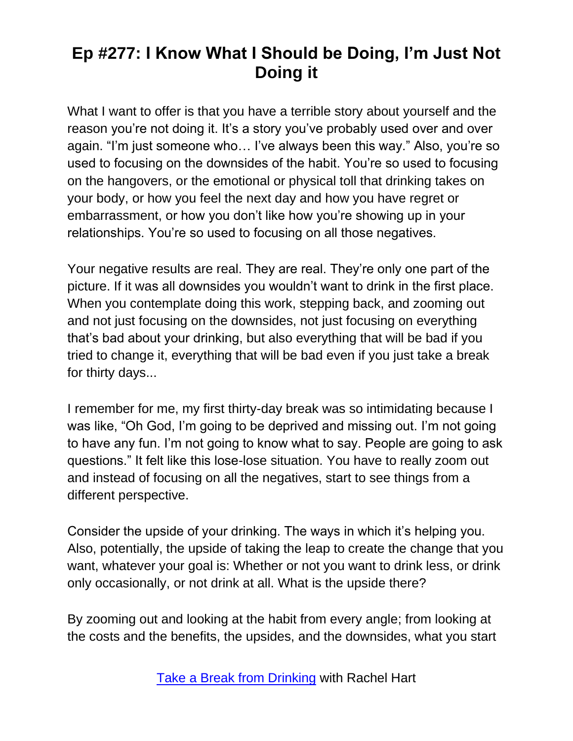# Ep #277: I Know What I Should be Doing, I'm Just Not Doing it

What I want to offer is that you have a terrible story about yourself and the reason you're not doing it. It's a story you've probably used over and over again. "I'm just someone who… I've always been this way." Also, you're so used to focusing on the downsides of the habit. You're so used to focusing on the hangovers, or the emotional or physical toll that drinking takes on your body, or how you feel the next day and how you have regret or embarrassment, or how you don't like how you're showing up in your relationships. You're so used to focusing on all those negatives.

Your negative results are real. They are real. They're only one part of the picture. If it was all downsides you wouldn't want to drink in the first place. When you contemplate doing this work, stepping back, and zooming out and not just focusing on the downsides, not just focusing on everything that's bad about your drinking, but also everything that will be bad if you tried to change it, everything that will be bad even if you just take a break for thirty days...

I remember for me, my first thirty-day break was so intimidating because I was like, "Oh God, I'm going to be deprived and missing out. I'm not going to have any fun. I'm not going to know what to say. People are going to ask questions." It felt like this lose-lose situation. You have to really zoom out and instead of focusing on all the negatives, start to see things from a different perspective.

Consider the upside of your drinking. The ways in which it's helping you. Also, potentially, the upside of taking the leap to create the change that you want, whatever your goal is: Whether or not you want to drink less, or drink only occasionally, or not drink at all. What is the upside there?

By zooming out and looking at the habit from every angle; from looking at the costs and the benefits, the upsides, and the downsides, what you start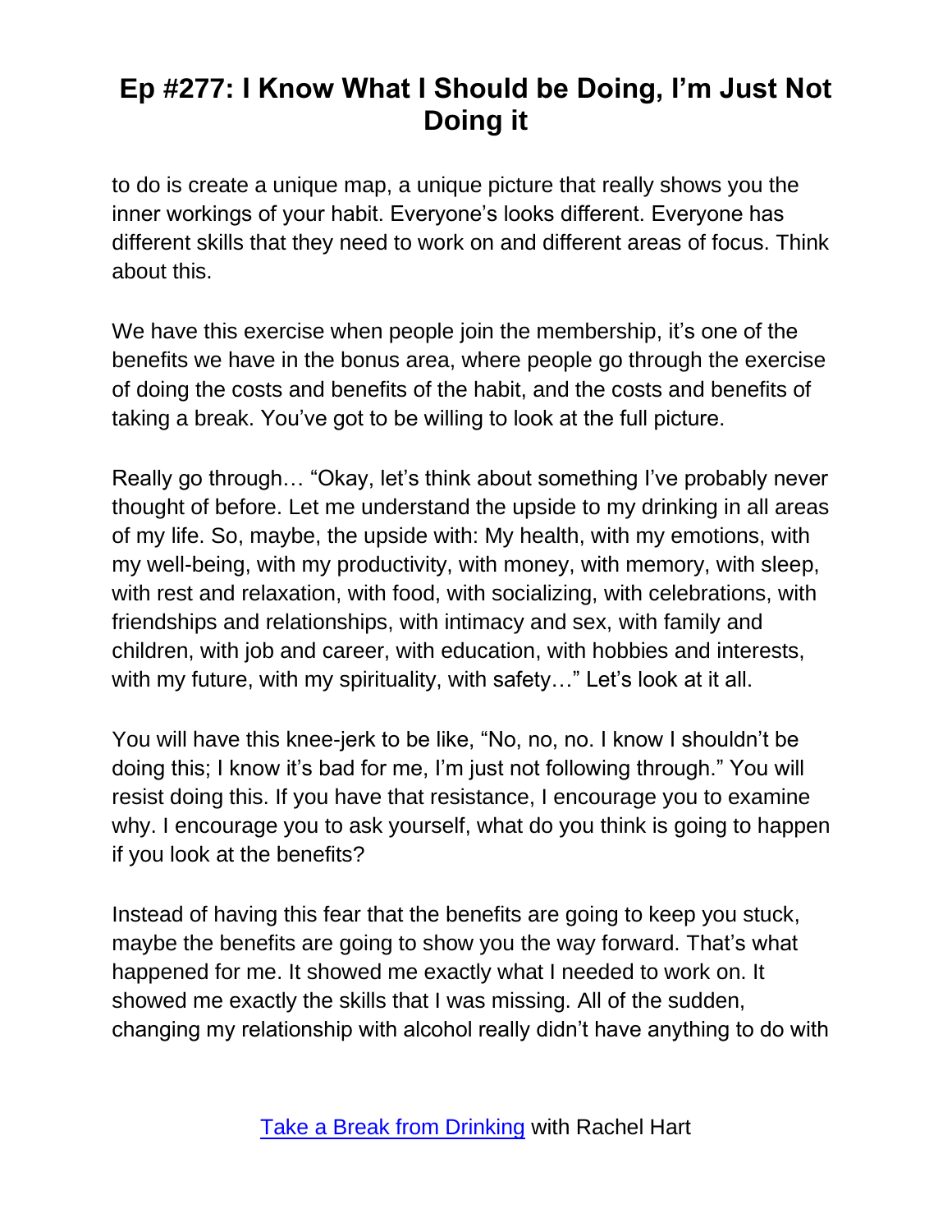to do is create a unique map, a unique picture that really shows you the inner workings of your habit. Everyone's looks different. Everyone has different skills that they need to work on and different areas of focus. Think about this.

We have this exercise when people join the membership, it's one of the benefits we have in the bonus area, where people go through the exercise of doing the costs and benefits of the habit, and the costs and benefits of taking a break. You've got to be willing to look at the full picture.

Really go through… "Okay, let's think about something I've probably never thought of before. Let me understand the upside to my drinking in all areas of my life. So, maybe, the upside with: My health, with my emotions, with my well-being, with my productivity, with money, with memory, with sleep, with rest and relaxation, with food, with socializing, with celebrations, with friendships and relationships, with intimacy and sex, with family and children, with job and career, with education, with hobbies and interests, with my future, with my spirituality, with safety…" Let's look at it all.

You will have this knee-jerk to be like, "No, no, no. I know I shouldn't be doing this; I know it's bad for me, I'm just not following through." You will resist doing this. If you have that resistance, I encourage you to examine why. I encourage you to ask yourself, what do you think is going to happen if you look at the benefits?

Instead of having this fear that the benefits are going to keep you stuck, maybe the benefits are going to show you the way forward. That's what happened for me. It showed me exactly what I needed to work on. It showed me exactly the skills that I was missing. All of the sudden, changing my relationship with alcohol really didn't have anything to do with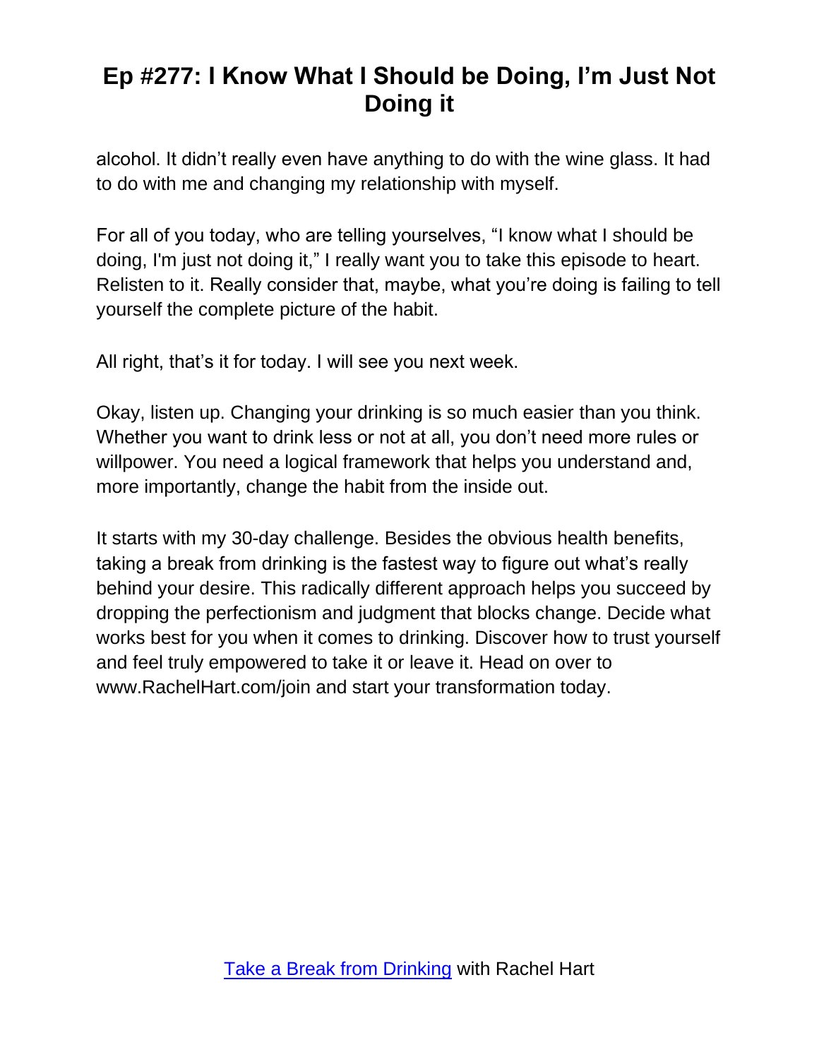alcohol. It didn't really even have anything to do with the wine glass. It had to do with me and changing my relationship with myself.

For all of you today, who are telling yourselves, "I know what I should be doing, I'm just not doing it," I really want you to take this episode to heart. Relisten to it. Really consider that, maybe, what you're doing is failing to tell yourself the complete picture of the habit.

All right, that's it for today. I will see you next week.

Okay, listen up. Changing your drinking is so much easier than you think. Whether you want to drink less or not at all, you don't need more rules or willpower. You need a logical framework that helps you understand and, more importantly, change the habit from the inside out.

It starts with my 30-day challenge. Besides the obvious health benefits, taking a break from drinking is the fastest way to figure out what's really behind your desire. This radically different approach helps you succeed by dropping the perfectionism and judgment that blocks change. Decide what works best for you when it comes to drinking. Discover how to trust yourself and feel truly empowered to take it or leave it. Head on over to www.RachelHart.com/join and start your transformation today.